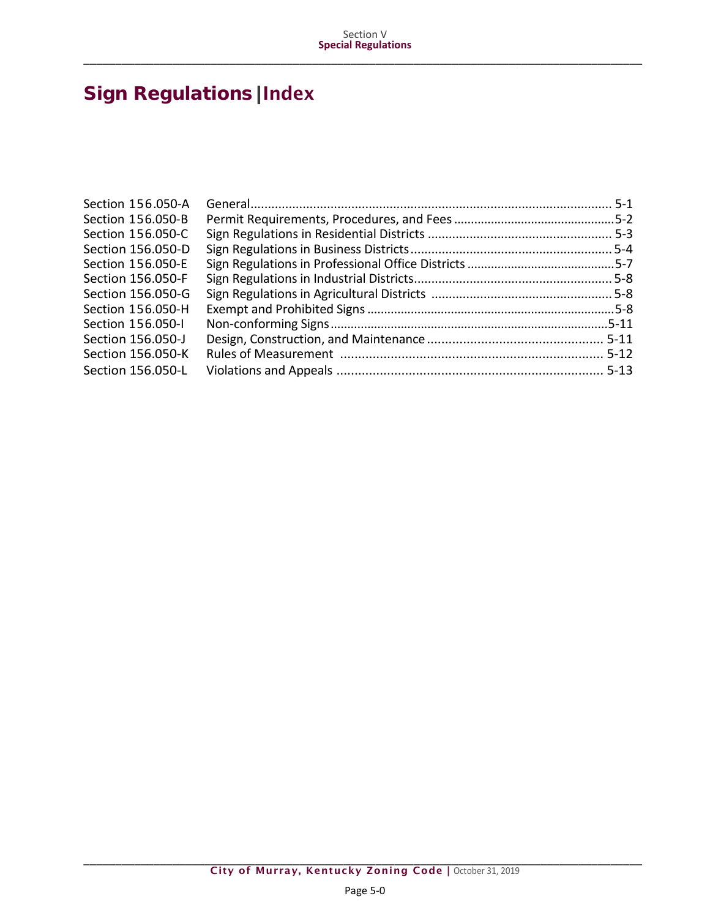# Sign Regulations | Index

| | | |
|---|---|---|
| Section 156.050-A | General | 5-1 |
| Section 156.050-B | Permit Requirements, Procedures, and Fees | 5-2 |
| Section 156.050-C | Sign Regulations in Residential Districts | 5-3 |
| Section 156.050-D | Sign Regulations in Business Districts | 5-4 |
| Section 156.050-E | Sign Regulations in Professional Office Districts | 5-7 |
| Section 156.050-F | Sign Regulations in Industrial Districts | 5-8 |
| Section 156.050-G | Sign Regulations in Agricultural Districts | 5-8 |
| Section 156.050-H | Exempt and Prohibited Signs | 5-8 |
| Section 156.050-I | Non-conforming Signs | 5-11 |
| Section 156.050-J | Design, Construction, and Maintenance | 5-11 |
| Section 156.050-K | Rules of Measurement | 5-12 |
| Section 156.050-L | Violations and Appeals | 5-13 |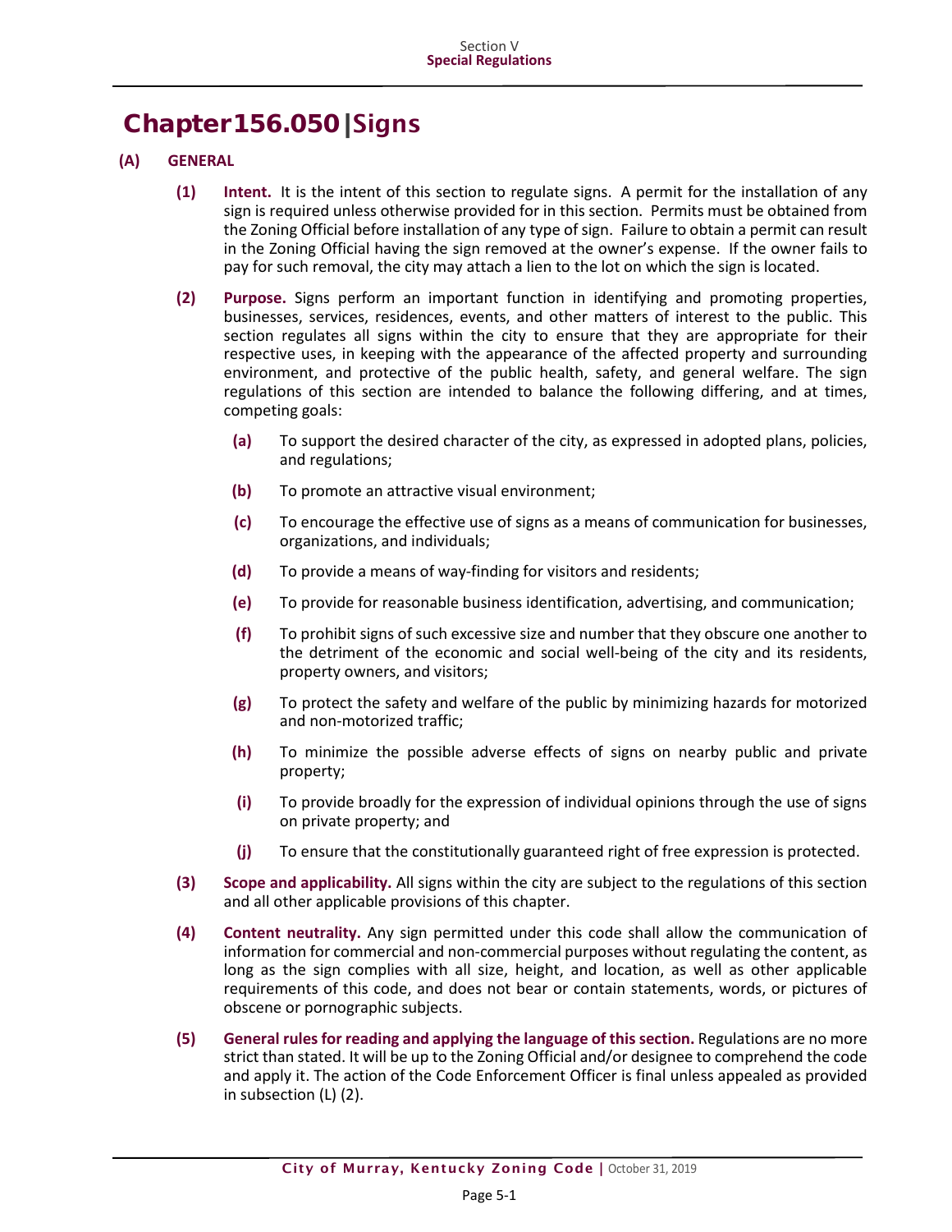# Chapter 156.050 | Signs

**(A) GENERAL**

**(1) Intent.** It is the intent of this section to regulate signs. A permit for the installation of any sign is required unless otherwise provided for in this section. Permits must be obtained from the Zoning Official before installation of any type of sign. Failure to obtain a permit can result in the Zoning Official having the sign removed at the owner's expense. If the owner fails to pay for such removal, the city may attach a lien to the lot on which the sign is located.

**(2) Purpose.** Signs perform an important function in identifying and promoting properties, businesses, services, residences, events, and other matters of interest to the public. This section regulates all signs within the city to ensure that they are appropriate for their respective uses, in keeping with the appearance of the affected property and surrounding environment, and protective of the public health, safety, and general welfare. The sign regulations of this section are intended to balance the following differing, and at times, competing goals:

- **(a)** To support the desired character of the city, as expressed in adopted plans, policies, and regulations;
- **(b)** To promote an attractive visual environment;
- **(c)** To encourage the effective use of signs as a means of communication for businesses, organizations, and individuals;
- **(d)** To provide a means of way-finding for visitors and residents;
- **(e)** To provide for reasonable business identification, advertising, and communication;
- **(f)** To prohibit signs of such excessive size and number that they obscure one another to the detriment of the economic and social well-being of the city and its residents, property owners, and visitors;
- **(g)** To protect the safety and welfare of the public by minimizing hazards for motorized and non-motorized traffic;
- **(h)** To minimize the possible adverse effects of signs on nearby public and private property;
- **(i)** To provide broadly for the expression of individual opinions through the use of signs on private property; and
- **(j)** To ensure that the constitutionally guaranteed right of free expression is protected.

**(3) Scope and applicability.** All signs within the city are subject to the regulations of this section and all other applicable provisions of this chapter.

**(4) Content neutrality.** Any sign permitted under this code shall allow the communication of information for commercial and non-commercial purposes without regulating the content, as long as the sign complies with all size, height, and location, as well as other applicable requirements of this code, and does not bear or contain statements, words, or pictures of obscene or pornographic subjects.

**(5) General rules for reading and applying the language of this section.** Regulations are no more strict than stated. It will be up to the Zoning Official and/or designee to comprehend the code and apply it. The action of the Code Enforcement Officer is final unless appealed as provided in subsection (L) (2).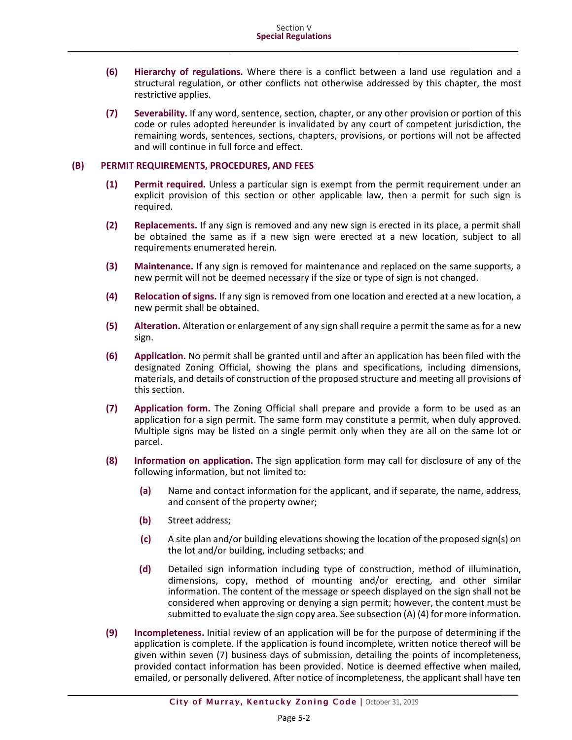**(6) Hierarchy of regulations.** Where there is a conflict between a land use regulation and a structural regulation, or other conflicts not otherwise addressed by this chapter, the most restrictive applies.

**(7) Severability.** If any word, sentence, section, chapter, or any other provision or portion of this code or rules adopted hereunder is invalidated by any court of competent jurisdiction, the remaining words, sentences, sections, chapters, provisions, or portions will not be affected and will continue in full force and effect.

## (B) PERMIT REQUIREMENTS, PROCEDURES, AND FEES

**(1) Permit required.** Unless a particular sign is exempt from the permit requirement under an explicit provision of this section or other applicable law, then a permit for such sign is required.

**(2) Replacements.** If any sign is removed and any new sign is erected in its place, a permit shall be obtained the same as if a new sign were erected at a new location, subject to all requirements enumerated herein.

**(3) Maintenance.** If any sign is removed for maintenance and replaced on the same supports, a new permit will not be deemed necessary if the size or type of sign is not changed.

**(4) Relocation of signs.** If any sign is removed from one location and erected at a new location, a new permit shall be obtained.

**(5) Alteration.** Alteration or enlargement of any sign shall require a permit the same as for a new sign.

**(6) Application.** No permit shall be granted until and after an application has been filed with the designated Zoning Official, showing the plans and specifications, including dimensions, materials, and details of construction of the proposed structure and meeting all provisions of this section.

**(7) Application form.** The Zoning Official shall prepare and provide a form to be used as an application for a sign permit. The same form may constitute a permit, when duly approved. Multiple signs may be listed on a single permit only when they are all on the same lot or parcel.

**(8) Information on application.** The sign application form may call for disclosure of any of the following information, but not limited to:

- **(a)** Name and contact information for the applicant, and if separate, the name, address, and consent of the property owner;
- **(b)** Street address;
- **(c)** A site plan and/or building elevations showing the location of the proposed sign(s) on the lot and/or building, including setbacks; and
- **(d)** Detailed sign information including type of construction, method of illumination, dimensions, copy, method of mounting and/or erecting, and other similar information. The content of the message or speech displayed on the sign shall not be considered when approving or denying a sign permit; however, the content must be submitted to evaluate the sign copy area. See subsection (A) (4) for more information.

**(9) Incompleteness.** Initial review of an application will be for the purpose of determining if the application is complete. If the application is found incomplete, written notice thereof will be given within seven (7) business days of submission, detailing the points of incompleteness, provided contact information has been provided. Notice is deemed effective when mailed, emailed, or personally delivered. After notice of incompleteness, the applicant shall have ten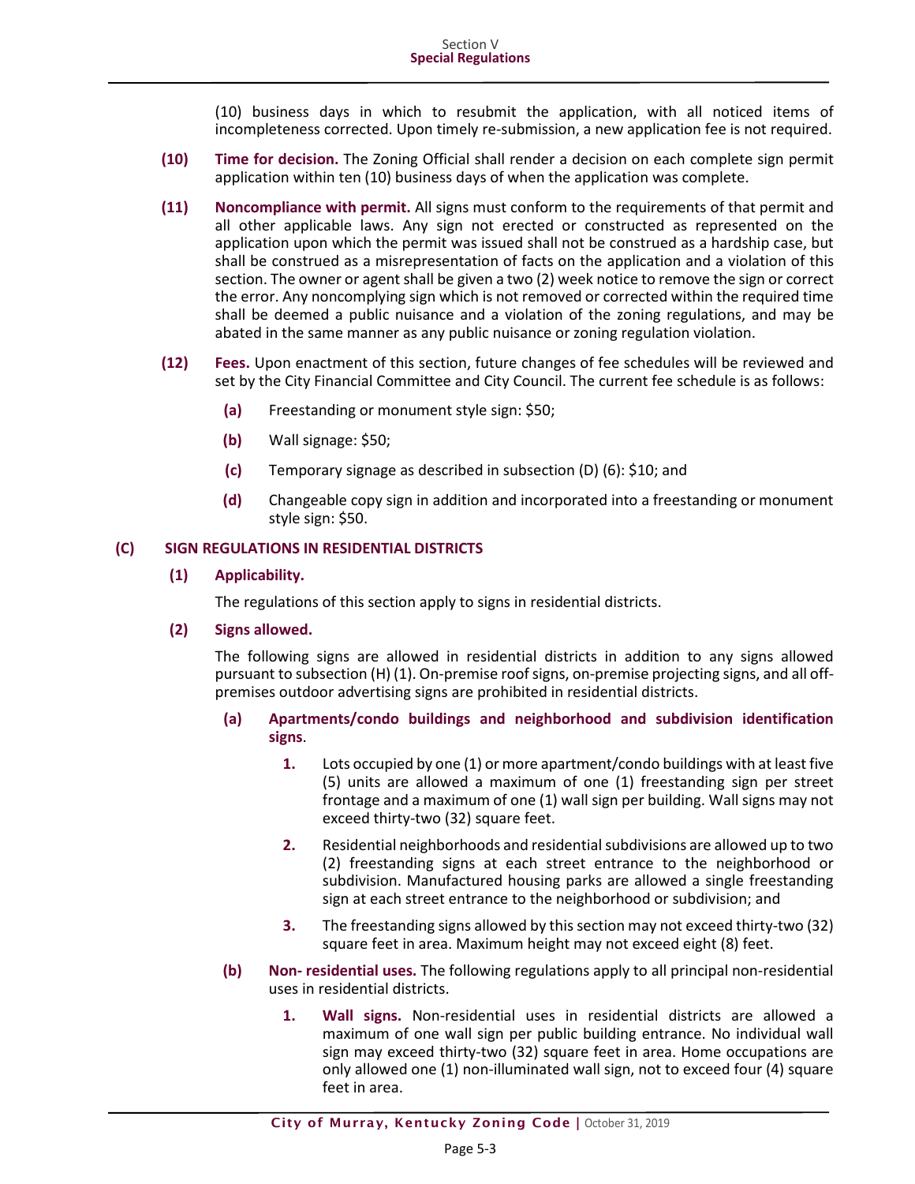(10) business days in which to resubmit the application, with all noticed items of incompleteness corrected. Upon timely re-submission, a new application fee is not required.

**(10) Time for decision.** The Zoning Official shall render a decision on each complete sign permit application within ten (10) business days of when the application was complete.

**(11) Noncompliance with permit.** All signs must conform to the requirements of that permit and all other applicable laws. Any sign not erected or constructed as represented on the application upon which the permit was issued shall not be construed as a hardship case, but shall be construed as a misrepresentation of facts on the application and a violation of this section. The owner or agent shall be given a two (2) week notice to remove the sign or correct the error. Any noncomplying sign which is not removed or corrected within the required time shall be deemed a public nuisance and a violation of the zoning regulations, and may be abated in the same manner as any public nuisance or zoning regulation violation.

**(12) Fees.** Upon enactment of this section, future changes of fee schedules will be reviewed and set by the City Financial Committee and City Council. The current fee schedule is as follows:

- **(a)** Freestanding or monument style sign: $50;
- **(b)** Wall signage: $50;
- **(c)** Temporary signage as described in subsection (D) (6): $10; and
- **(d)** Changeable copy sign in addition and incorporated into a freestanding or monument style sign: $50.

## (C) SIGN REGULATIONS IN RESIDENTIAL DISTRICTS

### (1) Applicability.

The regulations of this section apply to signs in residential districts.

### (2) Signs allowed.

The following signs are allowed in residential districts in addition to any signs allowed pursuant to subsection (H) (1). On-premise roof signs, on-premise projecting signs, and all off-premises outdoor advertising signs are prohibited in residential districts.

**(a) Apartments/condo buildings and neighborhood and subdivision identification signs**.

1. Lots occupied by one (1) or more apartment/condo buildings with at least five (5) units are allowed a maximum of one (1) freestanding sign per street frontage and a maximum of one (1) wall sign per building. Wall signs may not exceed thirty-two (32) square feet.
2. Residential neighborhoods and residential subdivisions are allowed up to two (2) freestanding signs at each street entrance to the neighborhood or subdivision. Manufactured housing parks are allowed a single freestanding sign at each street entrance to the neighborhood or subdivision; and
3. The freestanding signs allowed by this section may not exceed thirty-two (32) square feet in area. Maximum height may not exceed eight (8) feet.

**(b) Non- residential uses.** The following regulations apply to all principal non-residential uses in residential districts.

1. **Wall signs.** Non-residential uses in residential districts are allowed a maximum of one wall sign per public building entrance. No individual wall sign may exceed thirty-two (32) square feet in area. Home occupations are only allowed one (1) non-illuminated wall sign, not to exceed four (4) square feet in area.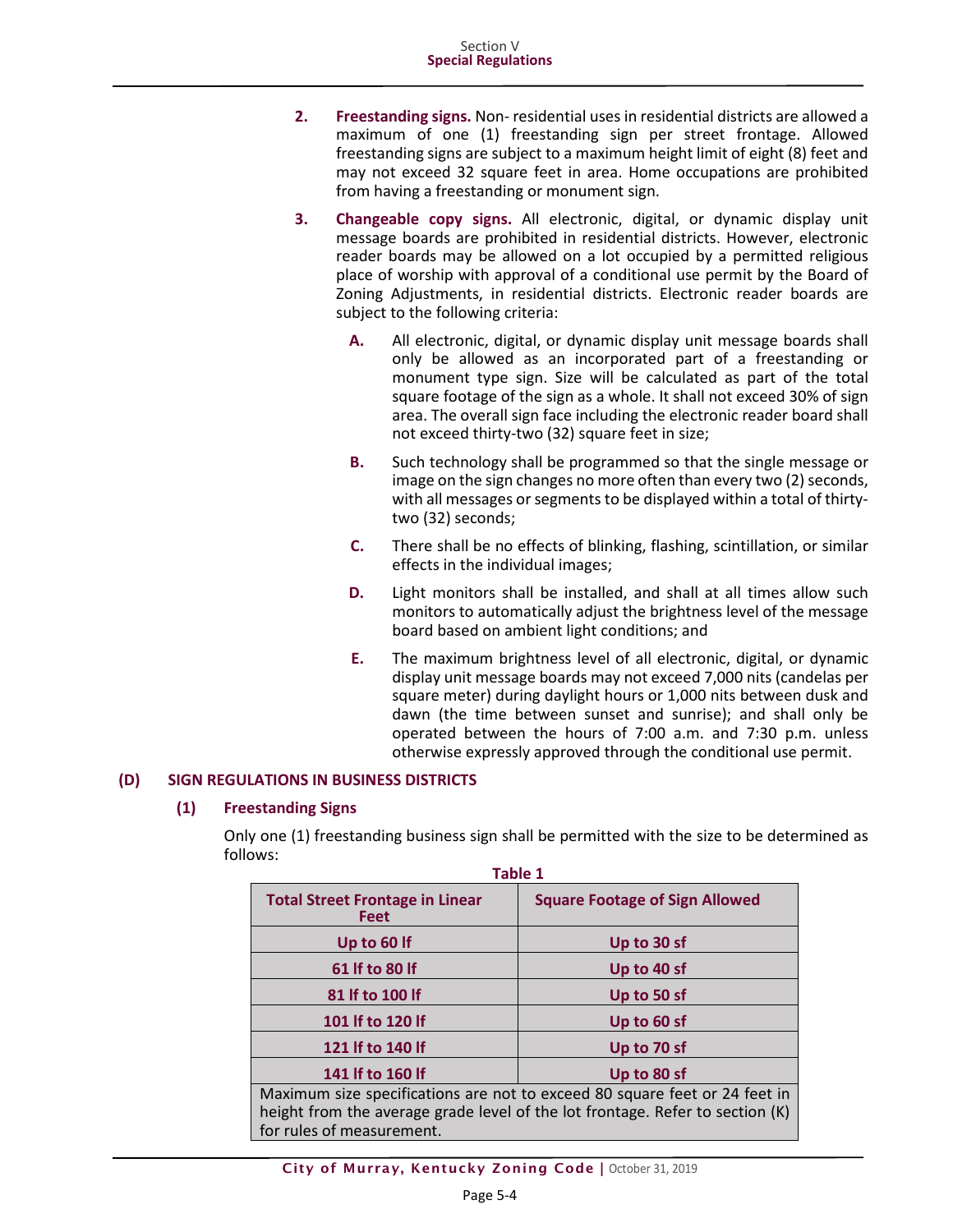2. **Freestanding signs.** Non- residential uses in residential districts are allowed a maximum of one (1) freestanding sign per street frontage. Allowed freestanding signs are subject to a maximum height limit of eight (8) feet and may not exceed 32 square feet in area. Home occupations are prohibited from having a freestanding or monument sign.

3. **Changeable copy signs.** All electronic, digital, or dynamic display unit message boards are prohibited in residential districts. However, electronic reader boards may be allowed on a lot occupied by a permitted religious place of worship with approval of a conditional use permit by the Board of Zoning Adjustments, in residential districts. Electronic reader boards are subject to the following criteria:

   **A.** All electronic, digital, or dynamic display unit message boards shall only be allowed as an incorporated part of a freestanding or monument type sign. Size will be calculated as part of the total square footage of the sign as a whole. It shall not exceed 30% of sign area. The overall sign face including the electronic reader board shall not exceed thirty-two (32) square feet in size;

   **B.** Such technology shall be programmed so that the single message or image on the sign changes no more often than every two (2) seconds, with all messages or segments to be displayed within a total of thirty-two (32) seconds;

   **C.** There shall be no effects of blinking, flashing, scintillation, or similar effects in the individual images;

   **D.** Light monitors shall be installed, and shall at all times allow such monitors to automatically adjust the brightness level of the message board based on ambient light conditions; and

   **E.** The maximum brightness level of all electronic, digital, or dynamic display unit message boards may not exceed 7,000 nits (candelas per square meter) during daylight hours or 1,000 nits between dusk and dawn (the time between sunset and sunrise); and shall only be operated between the hours of 7:00 a.m. and 7:30 p.m. unless otherwise expressly approved through the conditional use permit.

## (D) SIGN REGULATIONS IN BUSINESS DISTRICTS

### (1) Freestanding Signs

Only one (1) freestanding business sign shall be permitted with the size to be determined as follows:

**Table 1**

| Total Street Frontage in Linear Feet | Square Footage of Sign Allowed |
|---|---|
| Up to 60 lf | Up to 30 sf |
| 61 lf to 80 lf | Up to 40 sf |
| 81 lf to 100 lf | Up to 50 sf |
| 101 lf to 120 lf | Up to 60 sf |
| 121 lf to 140 lf | Up to 70 sf |
| 141 lf to 160 lf | Up to 80 sf |
| Maximum size specifications are not to exceed 80 square feet or 24 feet in height from the average grade level of the lot frontage. Refer to section (K) for rules of measurement. | |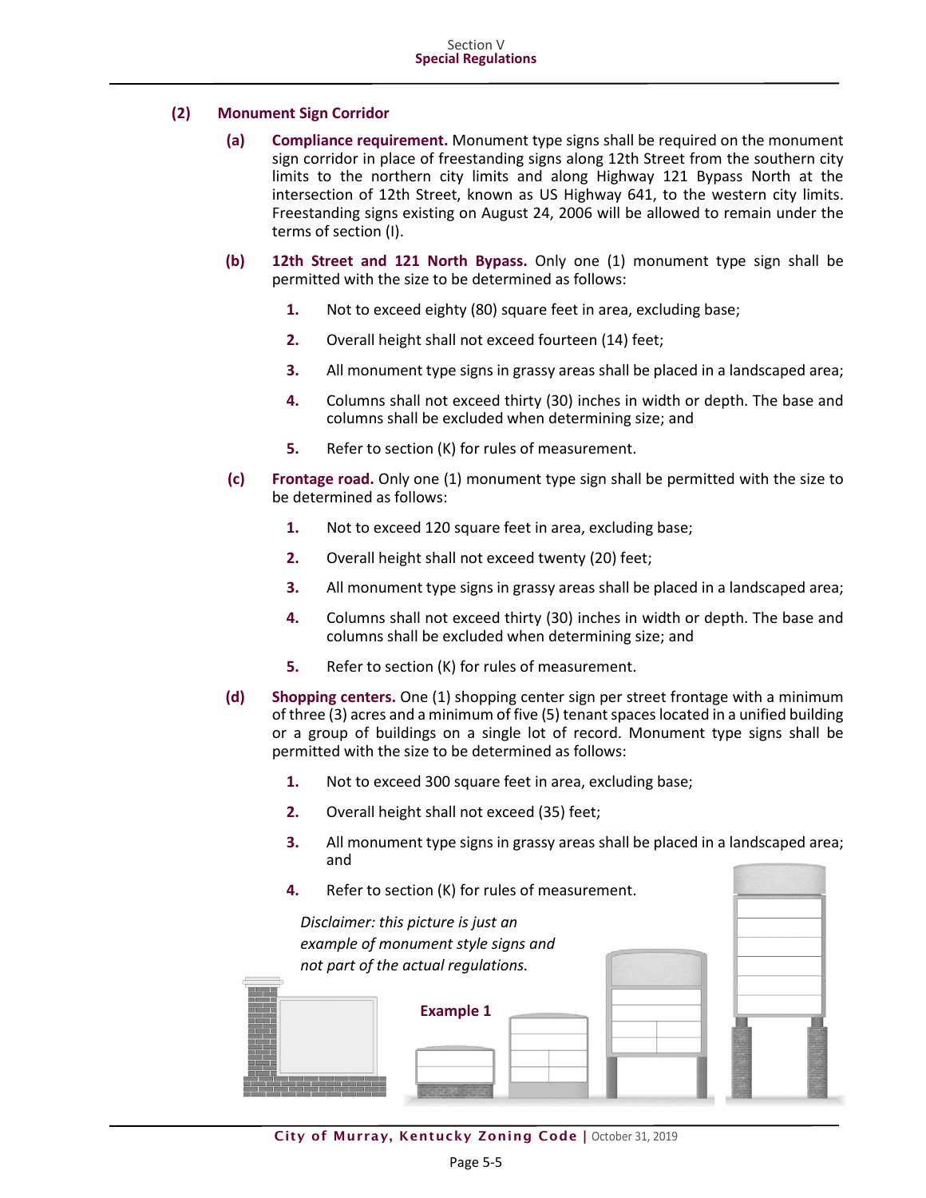## (2) Monument Sign Corridor

**(a) Compliance requirement.** Monument type signs shall be required on the monument sign corridor in place of freestanding signs along 12th Street from the southern city limits to the northern city limits and along Highway 121 Bypass North at the intersection of 12th Street, known as US Highway 641, to the western city limits. Freestanding signs existing on August 24, 2006 will be allowed to remain under the terms of section (I).

**(b) 12th Street and 121 North Bypass.** Only one (1) monument type sign shall be permitted with the size to be determined as follows:

1. Not to exceed eighty (80) square feet in area, excluding base;
2. Overall height shall not exceed fourteen (14) feet;
3. All monument type signs in grassy areas shall be placed in a landscaped area;
4. Columns shall not exceed thirty (30) inches in width or depth. The base and columns shall be excluded when determining size; and
5. Refer to section (K) for rules of measurement.

**(c) Frontage road.** Only one (1) monument type sign shall be permitted with the size to be determined as follows:

1. Not to exceed 120 square feet in area, excluding base;
2. Overall height shall not exceed twenty (20) feet;
3. All monument type signs in grassy areas shall be placed in a landscaped area;
4. Columns shall not exceed thirty (30) inches in width or depth. The base and columns shall be excluded when determining size; and
5. Refer to section (K) for rules of measurement.

**(d) Shopping centers.** One (1) shopping center sign per street frontage with a minimum of three (3) acres and a minimum of five (5) tenant spaces located in a unified building or a group of buildings on a single lot of record. Monument type signs shall be permitted with the size to be determined as follows:

1. Not to exceed 300 square feet in area, excluding base;
2. Overall height shall not exceed (35) feet;
3. All monument type signs in grassy areas shall be placed in a landscaped area; and
4. Refer to section (K) for rules of measurement.

*Disclaimer: this picture is just an example of monument style signs and not part of the actual regulations.*

**Example 1**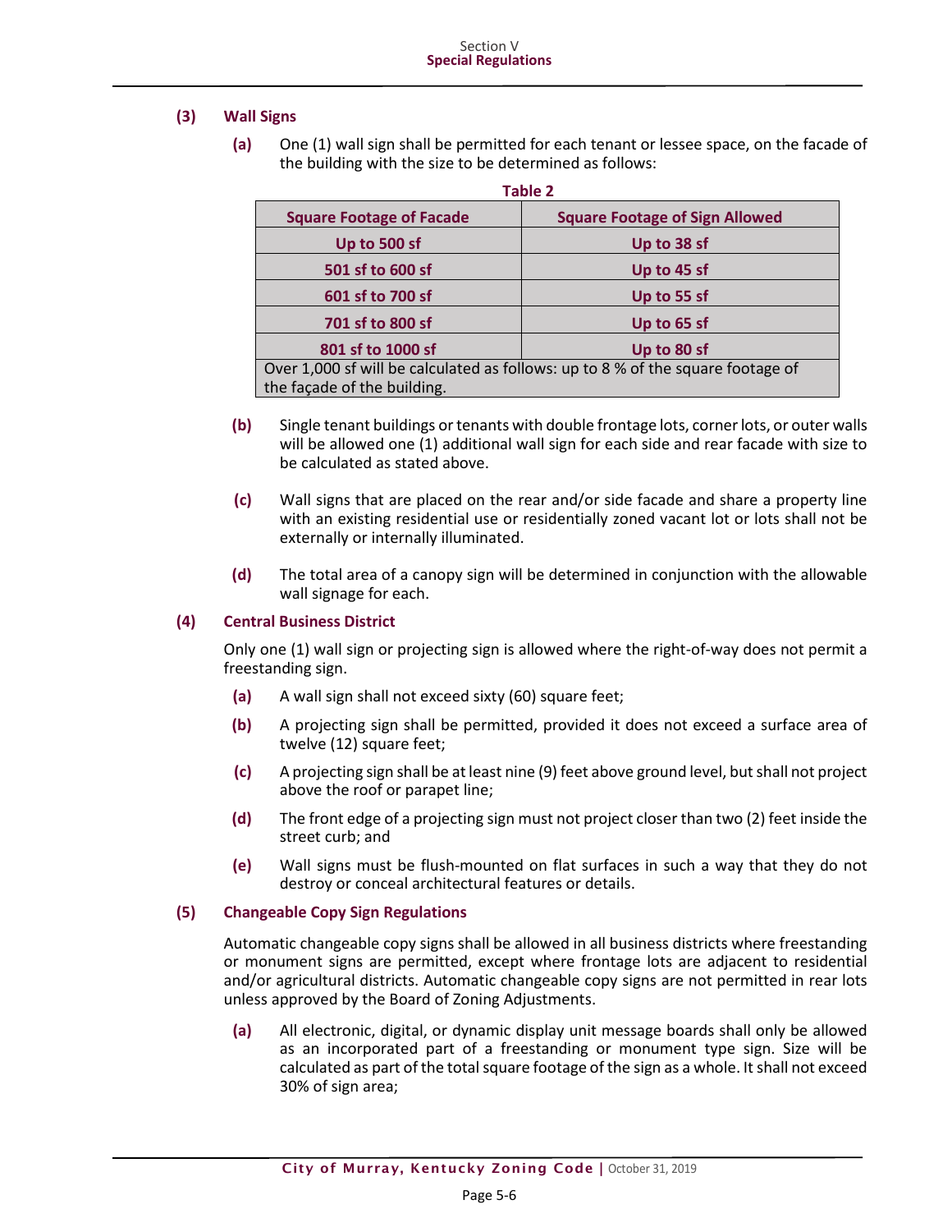**(3) Wall Signs**

**(a)** One (1) wall sign shall be permitted for each tenant or lessee space, on the facade of the building with the size to be determined as follows:

**Table 2**

| Square Footage of Facade | Square Footage of Sign Allowed |
|---|---|
| Up to 500 sf | Up to 38 sf |
| 501 sf to 600 sf | Up to 45 sf |
| 601 sf to 700 sf | Up to 55 sf |
| 701 sf to 800 sf | Up to 65 sf |
| 801 sf to 1000 sf | Up to 80 sf |
| Over 1,000 sf will be calculated as follows: up to 8 % of the square footage of the façade of the building. | |

**(b)** Single tenant buildings or tenants with double frontage lots, corner lots, or outer walls will be allowed one (1) additional wall sign for each side and rear facade with size to be calculated as stated above.

**(c)** Wall signs that are placed on the rear and/or side facade and share a property line with an existing residential use or residentially zoned vacant lot or lots shall not be externally or internally illuminated.

**(d)** The total area of a canopy sign will be determined in conjunction with the allowable wall signage for each.

**(4) Central Business District**

Only one (1) wall sign or projecting sign is allowed where the right-of-way does not permit a freestanding sign.

**(a)** A wall sign shall not exceed sixty (60) square feet;

**(b)** A projecting sign shall be permitted, provided it does not exceed a surface area of twelve (12) square feet;

**(c)** A projecting sign shall be at least nine (9) feet above ground level, but shall not project above the roof or parapet line;

**(d)** The front edge of a projecting sign must not project closer than two (2) feet inside the street curb; and

**(e)** Wall signs must be flush-mounted on flat surfaces in such a way that they do not destroy or conceal architectural features or details.

**(5) Changeable Copy Sign Regulations**

Automatic changeable copy signs shall be allowed in all business districts where freestanding or monument signs are permitted, except where frontage lots are adjacent to residential and/or agricultural districts. Automatic changeable copy signs are not permitted in rear lots unless approved by the Board of Zoning Adjustments.

**(a)** All electronic, digital, or dynamic display unit message boards shall only be allowed as an incorporated part of a freestanding or monument type sign. Size will be calculated as part of the total square footage of the sign as a whole. It shall not exceed 30% of sign area;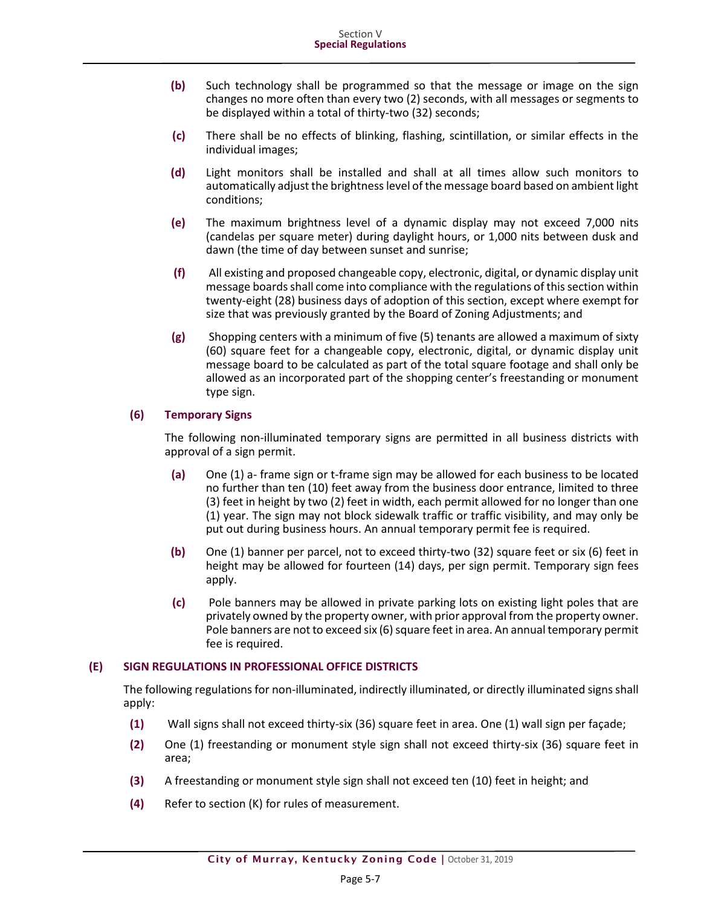**(b)** Such technology shall be programmed so that the message or image on the sign changes no more often than every two (2) seconds, with all messages or segments to be displayed within a total of thirty-two (32) seconds;

**(c)** There shall be no effects of blinking, flashing, scintillation, or similar effects in the individual images;

**(d)** Light monitors shall be installed and shall at all times allow such monitors to automatically adjust the brightness level of the message board based on ambient light conditions;

**(e)** The maximum brightness level of a dynamic display may not exceed 7,000 nits (candelas per square meter) during daylight hours, or 1,000 nits between dusk and dawn (the time of day between sunset and sunrise;

**(f)** All existing and proposed changeable copy, electronic, digital, or dynamic display unit message boards shall come into compliance with the regulations of this section within twenty-eight (28) business days of adoption of this section, except where exempt for size that was previously granted by the Board of Zoning Adjustments; and

**(g)** Shopping centers with a minimum of five (5) tenants are allowed a maximum of sixty (60) square feet for a changeable copy, electronic, digital, or dynamic display unit message board to be calculated as part of the total square footage and shall only be allowed as an incorporated part of the shopping center's freestanding or monument type sign.

### (6) Temporary Signs

The following non-illuminated temporary signs are permitted in all business districts with approval of a sign permit.

**(a)** One (1) a- frame sign or t-frame sign may be allowed for each business to be located no further than ten (10) feet away from the business door entrance, limited to three (3) feet in height by two (2) feet in width, each permit allowed for no longer than one (1) year. The sign may not block sidewalk traffic or traffic visibility, and may only be put out during business hours. An annual temporary permit fee is required.

**(b)** One (1) banner per parcel, not to exceed thirty-two (32) square feet or six (6) feet in height may be allowed for fourteen (14) days, per sign permit. Temporary sign fees apply.

**(c)** Pole banners may be allowed in private parking lots on existing light poles that are privately owned by the property owner, with prior approval from the property owner. Pole banners are not to exceed six (6) square feet in area. An annual temporary permit fee is required.

## (E) SIGN REGULATIONS IN PROFESSIONAL OFFICE DISTRICTS

The following regulations for non-illuminated, indirectly illuminated, or directly illuminated signs shall apply:

**(1)** Wall signs shall not exceed thirty-six (36) square feet in area. One (1) wall sign per façade;

**(2)** One (1) freestanding or monument style sign shall not exceed thirty-six (36) square feet in area;

**(3)** A freestanding or monument style sign shall not exceed ten (10) feet in height; and

**(4)** Refer to section (K) for rules of measurement.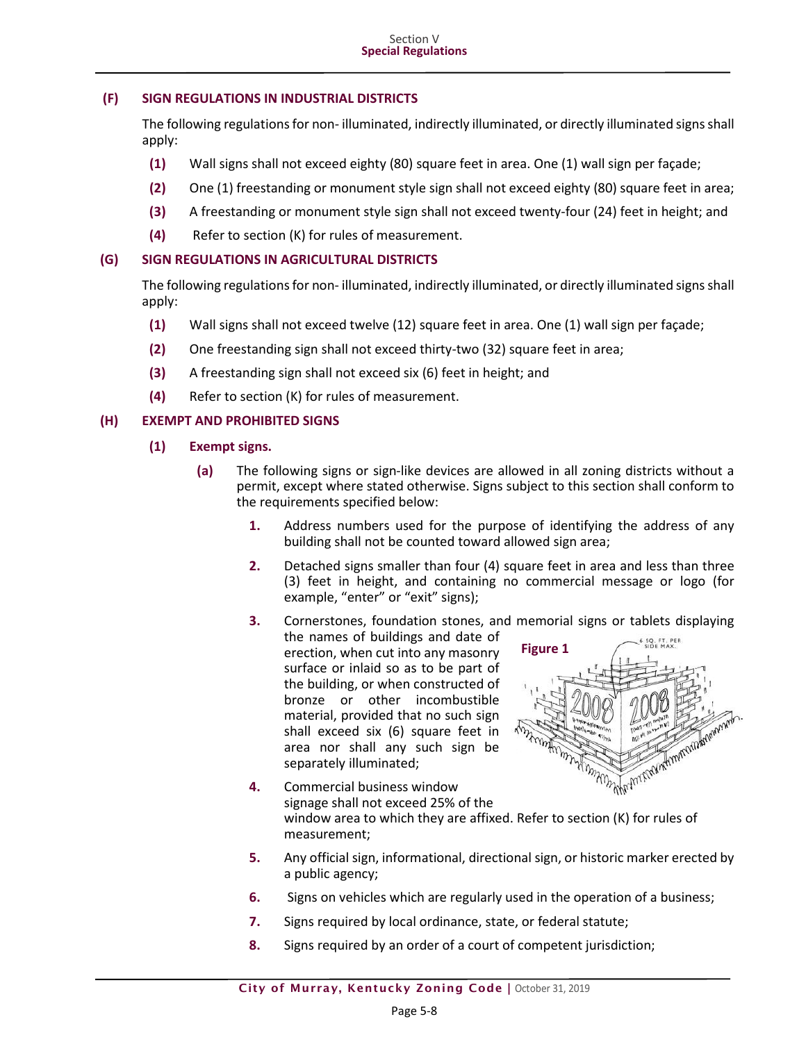## (F) SIGN REGULATIONS IN INDUSTRIAL DISTRICTS

The following regulations for non- illuminated, indirectly illuminated, or directly illuminated signs shall apply:

**(1)** Wall signs shall not exceed eighty (80) square feet in area. One (1) wall sign per façade;

**(2)** One (1) freestanding or monument style sign shall not exceed eighty (80) square feet in area;

**(3)** A freestanding or monument style sign shall not exceed twenty-four (24) feet in height; and

**(4)** Refer to section (K) for rules of measurement.

## (G) SIGN REGULATIONS IN AGRICULTURAL DISTRICTS

The following regulations for non- illuminated, indirectly illuminated, or directly illuminated signs shall apply:

**(1)** Wall signs shall not exceed twelve (12) square feet in area. One (1) wall sign per façade;

**(2)** One freestanding sign shall not exceed thirty-two (32) square feet in area;

**(3)** A freestanding sign shall not exceed six (6) feet in height; and

**(4)** Refer to section (K) for rules of measurement.

## (H) EXEMPT AND PROHIBITED SIGNS

### (1) Exempt signs.

**(a)** The following signs or sign-like devices are allowed in all zoning districts without a permit, except where stated otherwise. Signs subject to this section shall conform to the requirements specified below:

**1.** Address numbers used for the purpose of identifying the address of any building shall not be counted toward allowed sign area;

**2.** Detached signs smaller than four (4) square feet in area and less than three (3) feet in height, and containing no commercial message or logo (for example, "enter" or "exit" signs);

**3.** Cornerstones, foundation stones, and memorial signs or tablets displaying the names of buildings and date of erection, when cut into any masonry surface or inlaid so as to be part of the building, or when constructed of bronze or other incombustible material, provided that no such sign shall exceed six (6) square feet in area nor shall any such sign be separately illuminated;

**Figure 1**

6 SQ. FT. PER SIDE MAX.

**4.** Commercial business window signage shall not exceed 25% of the window area to which they are affixed. Refer to section (K) for rules of measurement;

**5.** Any official sign, informational, directional sign, or historic marker erected by a public agency;

**6.** Signs on vehicles which are regularly used in the operation of a business;

**7.** Signs required by local ordinance, state, or federal statute;

**8.** Signs required by an order of a court of competent jurisdiction;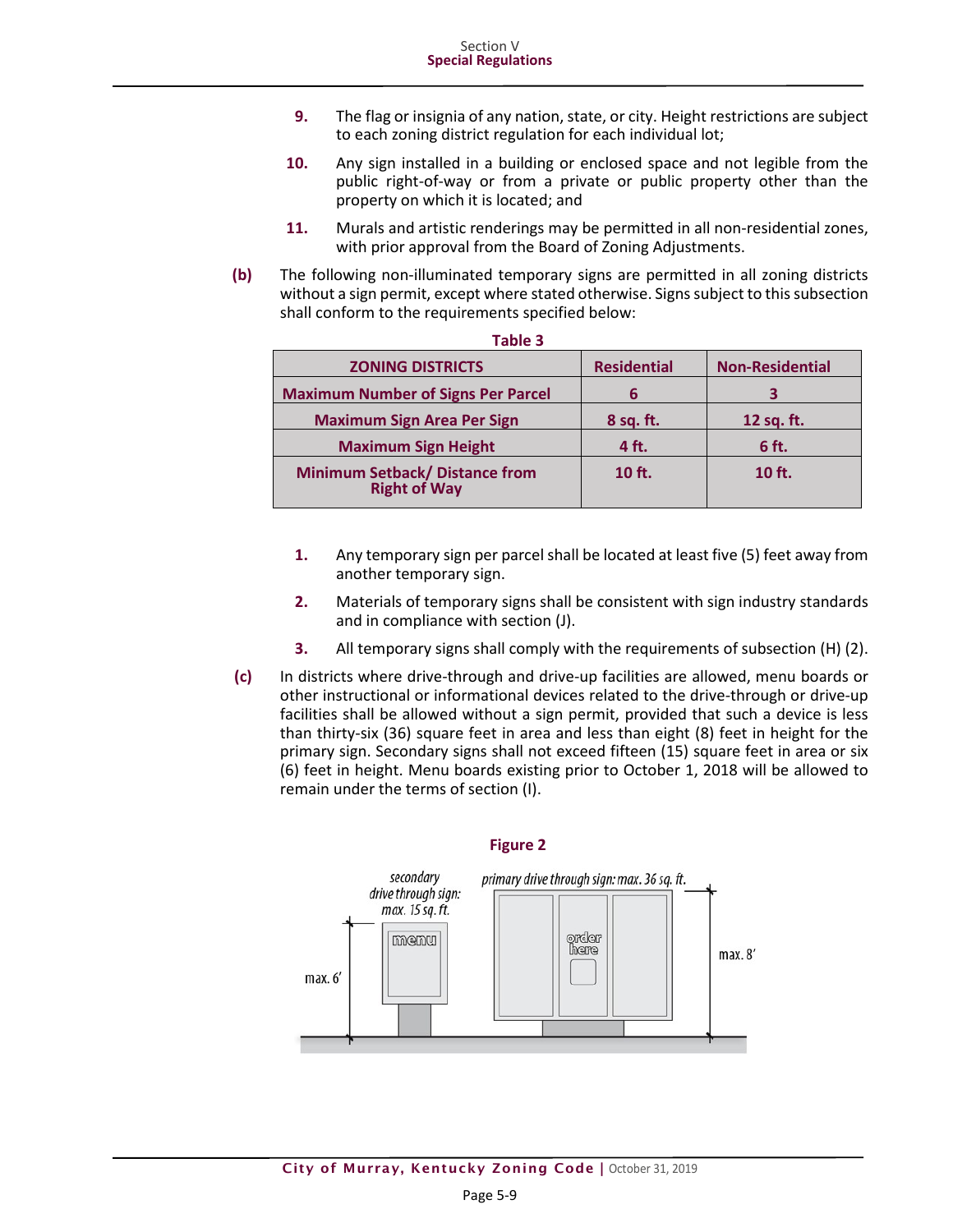9. The flag or insignia of any nation, state, or city. Height restrictions are subject to each zoning district regulation for each individual lot;

10. Any sign installed in a building or enclosed space and not legible from the public right-of-way or from a private or public property other than the property on which it is located; and

11. Murals and artistic renderings may be permitted in all non-residential zones, with prior approval from the Board of Zoning Adjustments.

**(b)** The following non-illuminated temporary signs are permitted in all zoning districts without a sign permit, except where stated otherwise. Signs subject to this subsection shall conform to the requirements specified below:

**Table 3**

| ZONING DISTRICTS | Residential | Non-Residential |
|---|---|---|
| Maximum Number of Signs Per Parcel | 6 | 3 |
| Maximum Sign Area Per Sign | 8 sq. ft. | 12 sq. ft. |
| Maximum Sign Height | 4 ft. | 6 ft. |
| Minimum Setback/ Distance from Right of Way | 10 ft. | 10 ft. |

1. Any temporary sign per parcel shall be located at least five (5) feet away from another temporary sign.

2. Materials of temporary signs shall be consistent with sign industry standards and in compliance with section (J).

3. All temporary signs shall comply with the requirements of subsection (H) (2).

**(c)** In districts where drive-through and drive-up facilities are allowed, menu boards or other instructional or informational devices related to the drive-through or drive-up facilities shall be allowed without a sign permit, provided that such a device is less than thirty-six (36) square feet in area and less than eight (8) feet in height for the primary sign. Secondary signs shall not exceed fifteen (15) square feet in area or six (6) feet in height. Menu boards existing prior to October 1, 2018 will be allowed to remain under the terms of section (I).

**Figure 2**

secondary drive through sign: max. 15 sq. ft.

primary drive through sign: max. 36 sq. ft.

menu

order here

max. 6'

max. 8'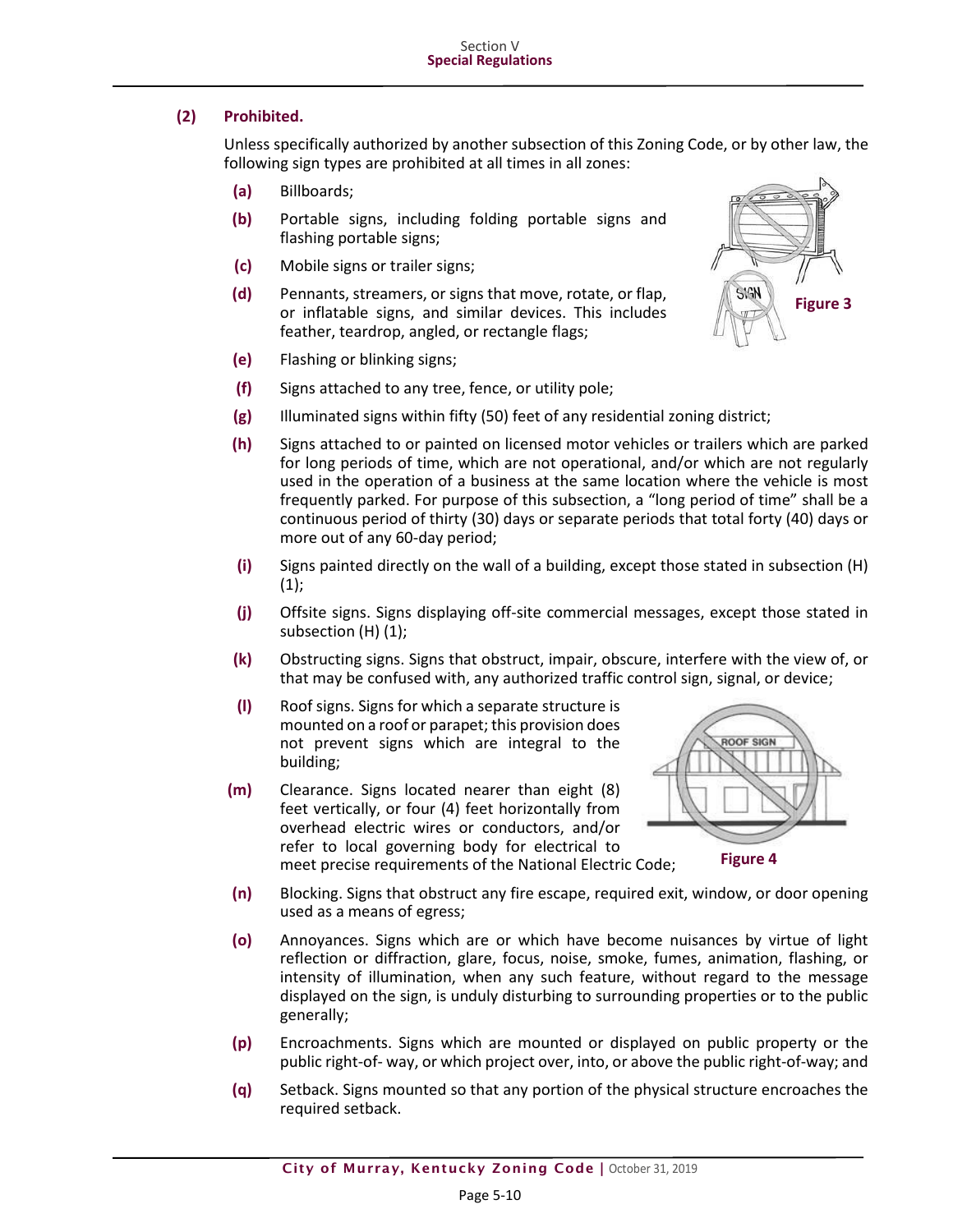### (2) Prohibited.

Unless specifically authorized by another subsection of this Zoning Code, or by other law, the following sign types are prohibited at all times in all zones:

- **(a)** Billboards;
- **(b)** Portable signs, including folding portable signs and flashing portable signs;
- **(c)** Mobile signs or trailer signs;
- **(d)** Pennants, streamers, or signs that move, rotate, or flap, or inflatable signs, and similar devices. This includes feather, teardrop, angled, or rectangle flags;

**Figure 3**

- **(e)** Flashing or blinking signs;
- **(f)** Signs attached to any tree, fence, or utility pole;
- **(g)** Illuminated signs within fifty (50) feet of any residential zoning district;
- **(h)** Signs attached to or painted on licensed motor vehicles or trailers which are parked for long periods of time, which are not operational, and/or which are not regularly used in the operation of a business at the same location where the vehicle is most frequently parked. For purpose of this subsection, a "long period of time" shall be a continuous period of thirty (30) days or separate periods that total forty (40) days or more out of any 60-day period;
- **(i)** Signs painted directly on the wall of a building, except those stated in subsection (H) (1);
- **(j)** Offsite signs. Signs displaying off-site commercial messages, except those stated in subsection (H) (1);
- **(k)** Obstructing signs. Signs that obstruct, impair, obscure, interfere with the view of, or that may be confused with, any authorized traffic control sign, signal, or device;
- **(l)** Roof signs. Signs for which a separate structure is mounted on a roof or parapet; this provision does not prevent signs which are integral to the building;
- **(m)** Clearance. Signs located nearer than eight (8) feet vertically, or four (4) feet horizontally from overhead electric wires or conductors, and/or refer to local governing body for electrical to meet precise requirements of the National Electric Code;

**Figure 4**

- **(n)** Blocking. Signs that obstruct any fire escape, required exit, window, or door opening used as a means of egress;
- **(o)** Annoyances. Signs which are or which have become nuisances by virtue of light reflection or diffraction, glare, focus, noise, smoke, fumes, animation, flashing, or intensity of illumination, when any such feature, without regard to the message displayed on the sign, is unduly disturbing to surrounding properties or to the public generally;
- **(p)** Encroachments. Signs which are mounted or displayed on public property or the public right-of- way, or which project over, into, or above the public right-of-way; and
- **(q)** Setback. Signs mounted so that any portion of the physical structure encroaches the required setback.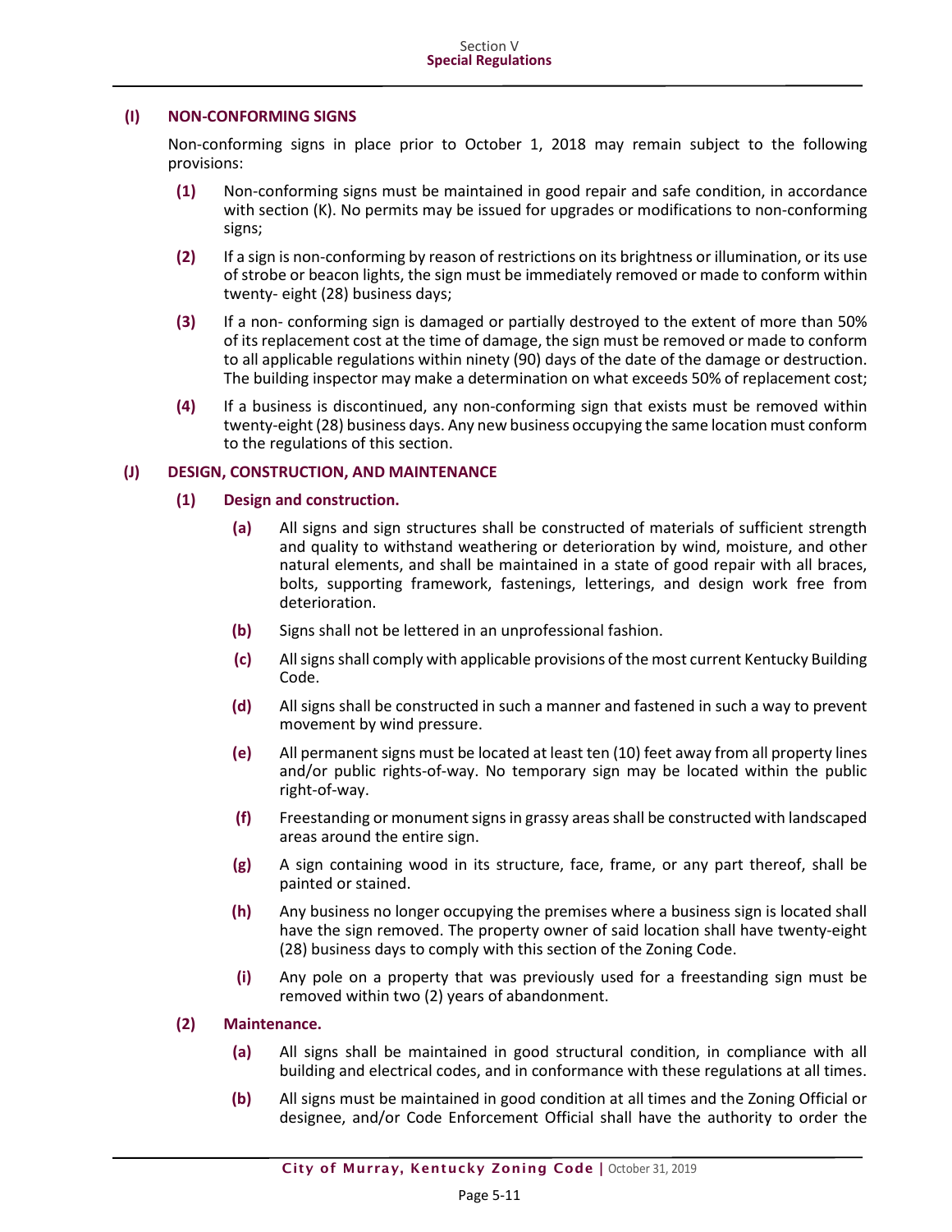### (I) NON-CONFORMING SIGNS

Non-conforming signs in place prior to October 1, 2018 may remain subject to the following provisions:

**(1)** Non-conforming signs must be maintained in good repair and safe condition, in accordance with section (K). No permits may be issued for upgrades or modifications to non-conforming signs;

**(2)** If a sign is non-conforming by reason of restrictions on its brightness or illumination, or its use of strobe or beacon lights, the sign must be immediately removed or made to conform within twenty- eight (28) business days;

**(3)** If a non- conforming sign is damaged or partially destroyed to the extent of more than 50% of its replacement cost at the time of damage, the sign must be removed or made to conform to all applicable regulations within ninety (90) days of the date of the damage or destruction. The building inspector may make a determination on what exceeds 50% of replacement cost;

**(4)** If a business is discontinued, any non-conforming sign that exists must be removed within twenty-eight (28) business days. Any new business occupying the same location must conform to the regulations of this section.

### (J) DESIGN, CONSTRUCTION, AND MAINTENANCE

#### (1) Design and construction.

**(a)** All signs and sign structures shall be constructed of materials of sufficient strength and quality to withstand weathering or deterioration by wind, moisture, and other natural elements, and shall be maintained in a state of good repair with all braces, bolts, supporting framework, fastenings, letterings, and design work free from deterioration.

**(b)** Signs shall not be lettered in an unprofessional fashion.

**(c)** All signs shall comply with applicable provisions of the most current Kentucky Building Code.

**(d)** All signs shall be constructed in such a manner and fastened in such a way to prevent movement by wind pressure.

**(e)** All permanent signs must be located at least ten (10) feet away from all property lines and/or public rights-of-way. No temporary sign may be located within the public right-of-way.

**(f)** Freestanding or monument signs in grassy areas shall be constructed with landscaped areas around the entire sign.

**(g)** A sign containing wood in its structure, face, frame, or any part thereof, shall be painted or stained.

**(h)** Any business no longer occupying the premises where a business sign is located shall have the sign removed. The property owner of said location shall have twenty-eight (28) business days to comply with this section of the Zoning Code.

**(i)** Any pole on a property that was previously used for a freestanding sign must be removed within two (2) years of abandonment.

#### (2) Maintenance.

**(a)** All signs shall be maintained in good structural condition, in compliance with all building and electrical codes, and in conformance with these regulations at all times.

**(b)** All signs must be maintained in good condition at all times and the Zoning Official or designee, and/or Code Enforcement Official shall have the authority to order the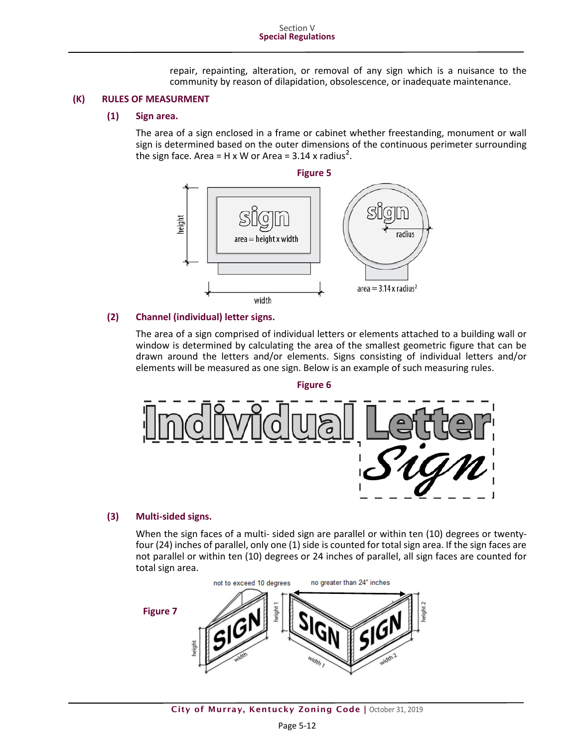repair, repainting, alteration, or removal of any sign which is a nuisance to the community by reason of dilapidation, obsolescence, or inadequate maintenance.

## (K) RULES OF MEASURMENT

### (1) Sign area.

The area of a sign enclosed in a frame or cabinet whether freestanding, monument or wall sign is determined based on the outer dimensions of the continuous perimeter surrounding the sign face. Area = H x W or Area = 3.14 x radius$^2$.

**Figure 5**

### (2) Channel (individual) letter signs.

The area of a sign comprised of individual letters or elements attached to a building wall or window is determined by calculating the area of the smallest geometric figure that can be drawn around the letters and/or elements. Signs consisting of individual letters and/or elements will be measured as one sign. Below is an example of such measuring rules.

**Figure 6**

### (3) Multi-sided signs.

When the sign faces of a multi- sided sign are parallel or within ten (10) degrees or twenty-four (24) inches of parallel, only one (1) side is counted for total sign area. If the sign faces are not parallel or within ten (10) degrees or 24 inches of parallel, all sign faces are counted for total sign area.

**Figure 7**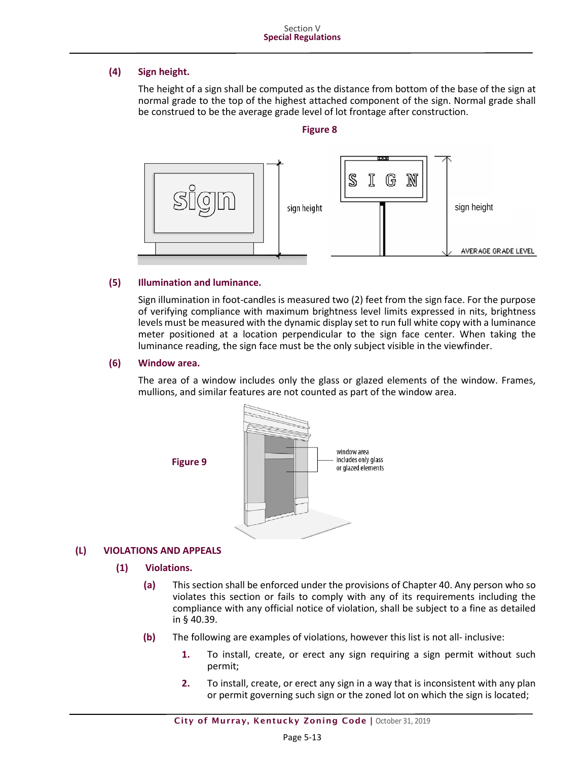#### (4) Sign height.

The height of a sign shall be computed as the distance from bottom of the base of the sign at normal grade to the top of the highest attached component of the sign. Normal grade shall be construed to be the average grade level of lot frontage after construction.

**Figure 8**

#### (5) Illumination and luminance.

Sign illumination in foot-candles is measured two (2) feet from the sign face. For the purpose of verifying compliance with maximum brightness level limits expressed in nits, brightness levels must be measured with the dynamic display set to run full white copy with a luminance meter positioned at a location perpendicular to the sign face center. When taking the luminance reading, the sign face must be the only subject visible in the viewfinder.

#### (6) Window area.

The area of a window includes only the glass or glazed elements of the window. Frames, mullions, and similar features are not counted as part of the window area.

**Figure 9**

## (L) VIOLATIONS AND APPEALS

### (1) Violations.

**(a)** This section shall be enforced under the provisions of Chapter 40. Any person who so violates this section or fails to comply with any of its requirements including the compliance with any official notice of violation, shall be subject to a fine as detailed in § 40.39.

**(b)** The following are examples of violations, however this list is not all- inclusive:

1. To install, create, or erect any sign requiring a sign permit without such permit;

2. To install, create, or erect any sign in a way that is inconsistent with any plan or permit governing such sign or the zoned lot on which the sign is located;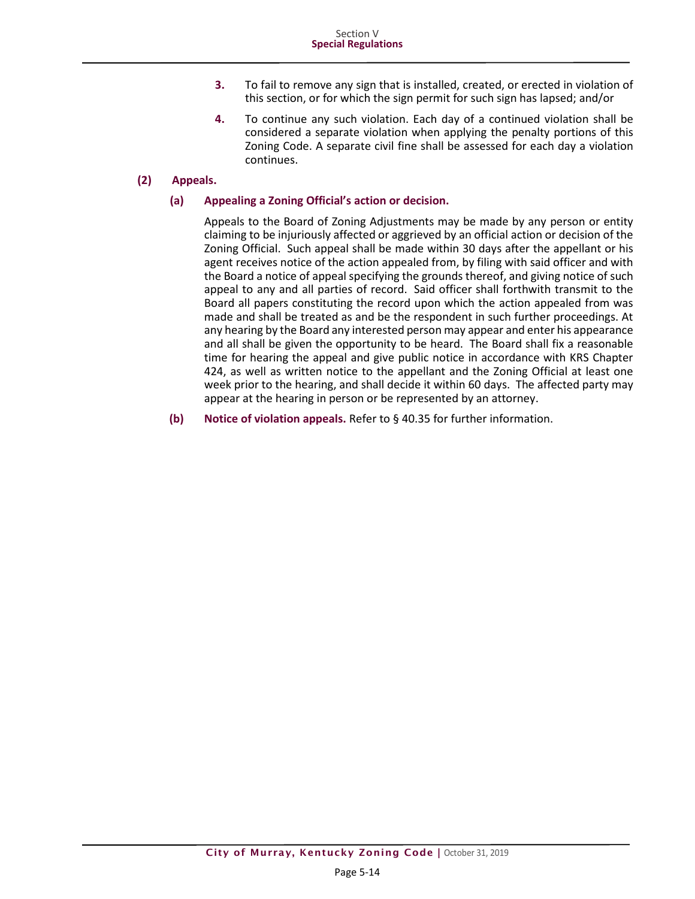3. To fail to remove any sign that is installed, created, or erected in violation of this section, or for which the sign permit for such sign has lapsed; and/or

4. To continue any such violation. Each day of a continued violation shall be considered a separate violation when applying the penalty portions of this Zoning Code. A separate civil fine shall be assessed for each day a violation continues.

**(2) Appeals.**

**(a) Appealing a Zoning Official's action or decision.**

Appeals to the Board of Zoning Adjustments may be made by any person or entity claiming to be injuriously affected or aggrieved by an official action or decision of the Zoning Official. Such appeal shall be made within 30 days after the appellant or his agent receives notice of the action appealed from, by filing with said officer and with the Board a notice of appeal specifying the grounds thereof, and giving notice of such appeal to any and all parties of record. Said officer shall forthwith transmit to the Board all papers constituting the record upon which the action appealed from was made and shall be treated as and be the respondent in such further proceedings. At any hearing by the Board any interested person may appear and enter his appearance and all shall be given the opportunity to be heard. The Board shall fix a reasonable time for hearing the appeal and give public notice in accordance with KRS Chapter 424, as well as written notice to the appellant and the Zoning Official at least one week prior to the hearing, and shall decide it within 60 days. The affected party may appear at the hearing in person or be represented by an attorney.

**(b) Notice of violation appeals.** Refer to § 40.35 for further information.